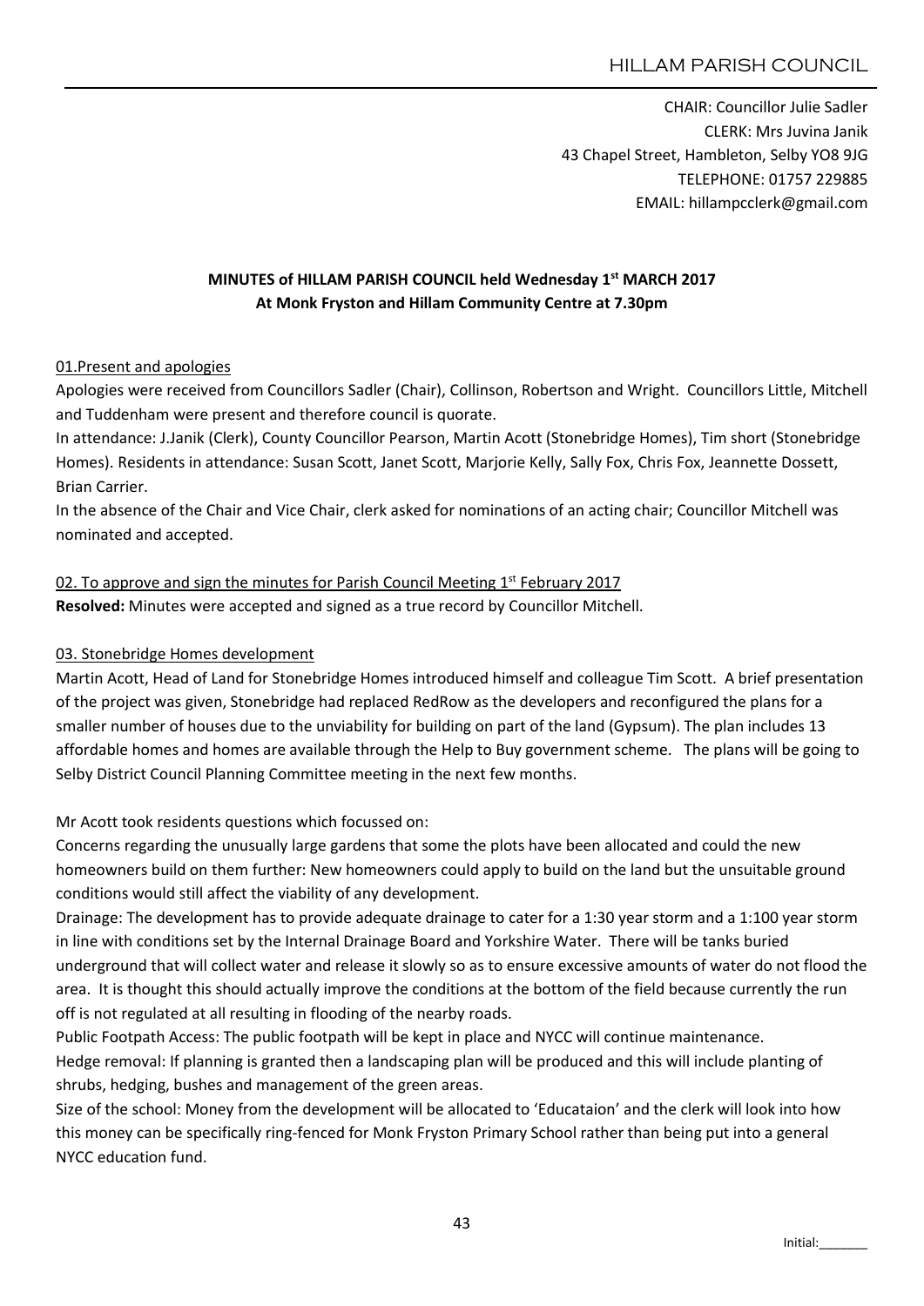HILLAM PARISH COUNCIL

CHAIR: Councillor Julie Sadler
CLERK: Mrs Juvina Janik
43 Chapel Street, Hambleton, Selby YO8 9JG
TELEPHONE: 01757 229885
EMAIL: hillampcclerk@gmail.com

**MINUTES of HILLAM PARISH COUNCIL held Wednesday 1st MARCH 2017**
**At Monk Fryston and Hillam Community Centre at 7.30pm**

01.Present and apologies

Apologies were received from Councillors Sadler (Chair), Collinson, Robertson and Wright. Councillors Little, Mitchell and Tuddenham were present and therefore council is quorate.

In attendance: J.Janik (Clerk), County Councillor Pearson, Martin Acott (Stonebridge Homes), Tim short (Stonebridge Homes). Residents in attendance: Susan Scott, Janet Scott, Marjorie Kelly, Sally Fox, Chris Fox, Jeannette Dossett, Brian Carrier.

In the absence of the Chair and Vice Chair, clerk asked for nominations of an acting chair; Councillor Mitchell was nominated and accepted.

02. To approve and sign the minutes for Parish Council Meeting 1st February 2017

**Resolved:** Minutes were accepted and signed as a true record by Councillor Mitchell.

03. Stonebridge Homes development

Martin Acott, Head of Land for Stonebridge Homes introduced himself and colleague Tim Scott. A brief presentation of the project was given, Stonebridge had replaced RedRow as the developers and reconfigured the plans for a smaller number of houses due to the unviability for building on part of the land (Gypsum). The plan includes 13 affordable homes and homes are available through the Help to Buy government scheme. The plans will be going to Selby District Council Planning Committee meeting in the next few months.

Mr Acott took residents questions which focussed on:

Concerns regarding the unusually large gardens that some the plots have been allocated and could the new homeowners build on them further: New homeowners could apply to build on the land but the unsuitable ground conditions would still affect the viability of any development.

Drainage: The development has to provide adequate drainage to cater for a 1:30 year storm and a 1:100 year storm in line with conditions set by the Internal Drainage Board and Yorkshire Water. There will be tanks buried underground that will collect water and release it slowly so as to ensure excessive amounts of water do not flood the area. It is thought this should actually improve the conditions at the bottom of the field because currently the run off is not regulated at all resulting in flooding of the nearby roads.

Public Footpath Access: The public footpath will be kept in place and NYCC will continue maintenance.

Hedge removal: If planning is granted then a landscaping plan will be produced and this will include planting of shrubs, hedging, bushes and management of the green areas.

Size of the school: Money from the development will be allocated to 'Educataion' and the clerk will look into how this money can be specifically ring-fenced for Monk Fryston Primary School rather than being put into a general NYCC education fund.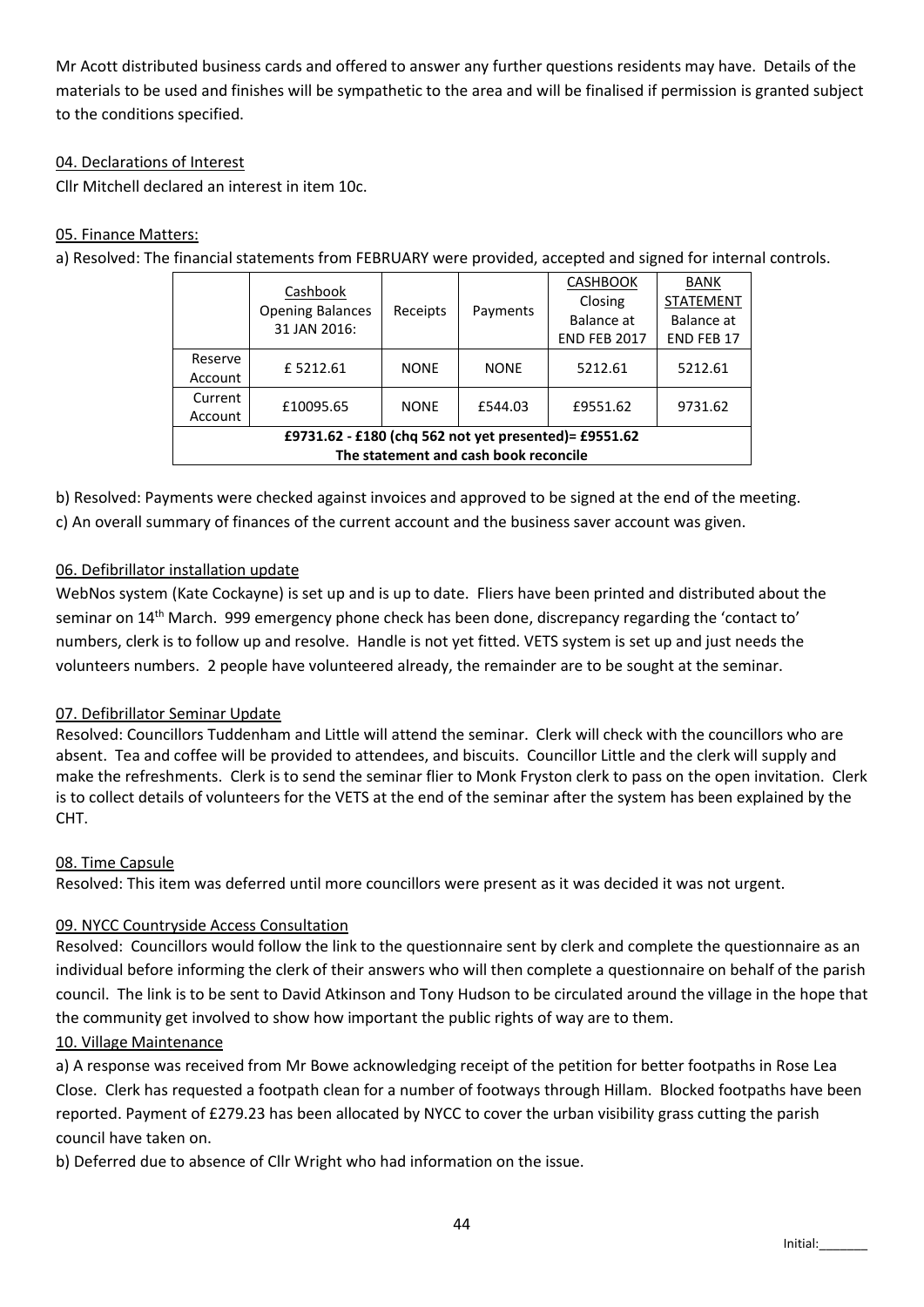Mr Acott distributed business cards and offered to answer any further questions residents may have. Details of the materials to be used and finishes will be sympathetic to the area and will be finalised if permission is granted subject to the conditions specified.

04. Declarations of Interest

Cllr Mitchell declared an interest in item 10c.

05. Finance Matters:

a) Resolved: The financial statements from FEBRUARY were provided, accepted and signed for internal controls.

| | Cashbook Opening Balances 31 JAN 2016: | Receipts | Payments | CASHBOOK Closing Balance at END FEB 2017 | BANK STATEMENT Balance at END FEB 17 |
|---|---|---|---|---|---|
| Reserve Account | £ 5212.61 | NONE | NONE | 5212.61 | 5212.61 |
| Current Account | £10095.65 | NONE | £544.03 | £9551.62 | 9731.62 |
| **£9731.62 - £180 (chq 562 not yet presented)= £9551.62** | | | | | |
| **The statement and cash book reconcile** | | | | | |

b) Resolved: Payments were checked against invoices and approved to be signed at the end of the meeting.

c) An overall summary of finances of the current account and the business saver account was given.

06. Defibrillator installation update

WebNos system (Kate Cockayne) is set up and is up to date. Fliers have been printed and distributed about the seminar on 14th March. 999 emergency phone check has been done, discrepancy regarding the 'contact to' numbers, clerk is to follow up and resolve. Handle is not yet fitted. VETS system is set up and just needs the volunteers numbers. 2 people have volunteered already, the remainder are to be sought at the seminar.

07. Defibrillator Seminar Update

Resolved: Councillors Tuddenham and Little will attend the seminar. Clerk will check with the councillors who are absent. Tea and coffee will be provided to attendees, and biscuits. Councillor Little and the clerk will supply and make the refreshments. Clerk is to send the seminar flier to Monk Fryston clerk to pass on the open invitation. Clerk is to collect details of volunteers for the VETS at the end of the seminar after the system has been explained by the CHT.

08. Time Capsule

Resolved: This item was deferred until more councillors were present as it was decided it was not urgent.

09. NYCC Countryside Access Consultation

Resolved: Councillors would follow the link to the questionnaire sent by clerk and complete the questionnaire as an individual before informing the clerk of their answers who will then complete a questionnaire on behalf of the parish council. The link is to be sent to David Atkinson and Tony Hudson to be circulated around the village in the hope that the community get involved to show how important the public rights of way are to them.

10. Village Maintenance

a) A response was received from Mr Bowe acknowledging receipt of the petition for better footpaths in Rose Lea Close. Clerk has requested a footpath clean for a number of footways through Hillam. Blocked footpaths have been reported. Payment of £279.23 has been allocated by NYCC to cover the urban visibility grass cutting the parish council have taken on.

b) Deferred due to absence of Cllr Wright who had information on the issue.

Initial:_______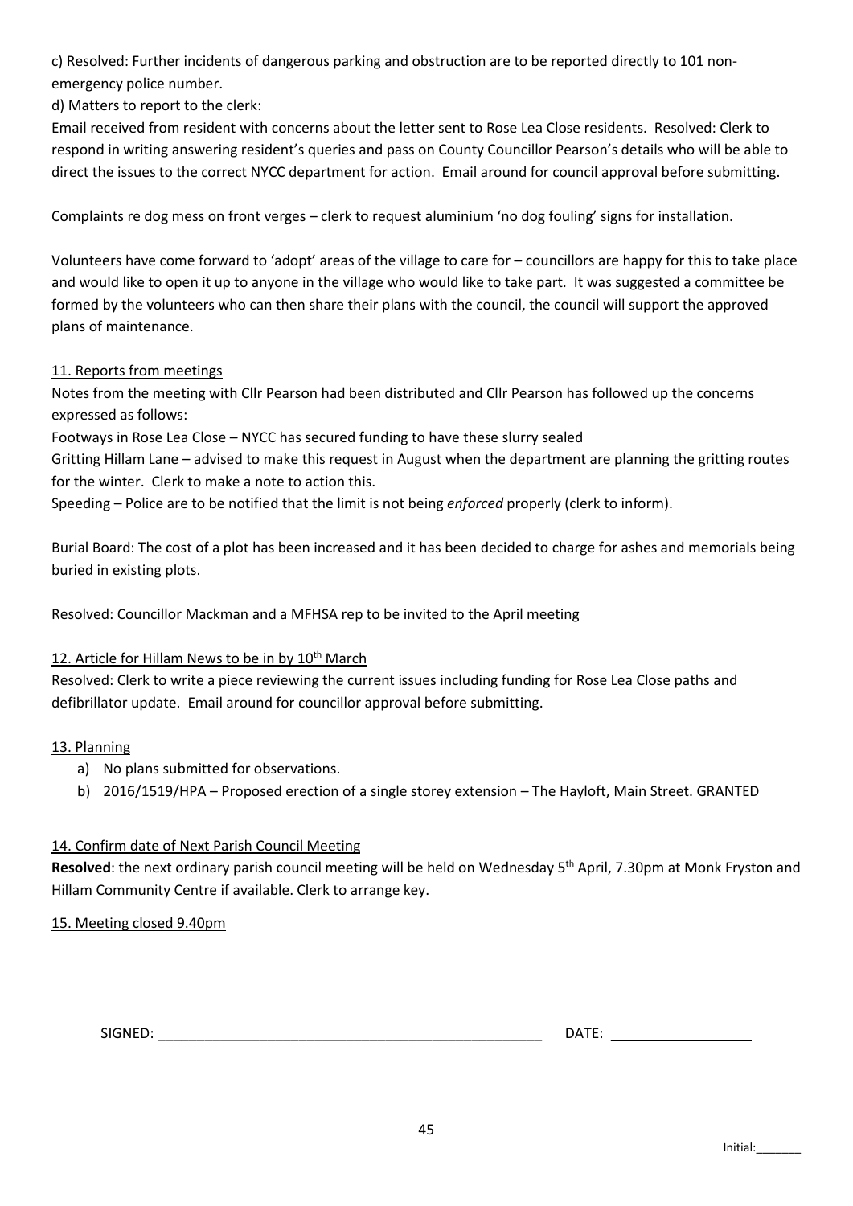c) Resolved: Further incidents of dangerous parking and obstruction are to be reported directly to 101 non-emergency police number.

d) Matters to report to the clerk:

Email received from resident with concerns about the letter sent to Rose Lea Close residents. Resolved: Clerk to respond in writing answering resident's queries and pass on County Councillor Pearson's details who will be able to direct the issues to the correct NYCC department for action. Email around for council approval before submitting.

Complaints re dog mess on front verges – clerk to request aluminium 'no dog fouling' signs for installation.

Volunteers have come forward to 'adopt' areas of the village to care for – councillors are happy for this to take place and would like to open it up to anyone in the village who would like to take part. It was suggested a committee be formed by the volunteers who can then share their plans with the council, the council will support the approved plans of maintenance.

11. Reports from meetings

Notes from the meeting with Cllr Pearson had been distributed and Cllr Pearson has followed up the concerns expressed as follows:

Footways in Rose Lea Close – NYCC has secured funding to have these slurry sealed

Gritting Hillam Lane – advised to make this request in August when the department are planning the gritting routes for the winter. Clerk to make a note to action this.

Speeding – Police are to be notified that the limit is not being *enforced* properly (clerk to inform).

Burial Board: The cost of a plot has been increased and it has been decided to charge for ashes and memorials being buried in existing plots.

Resolved: Councillor Mackman and a MFHSA rep to be invited to the April meeting

12. Article for Hillam News to be in by 10th March

Resolved: Clerk to write a piece reviewing the current issues including funding for Rose Lea Close paths and defibrillator update. Email around for councillor approval before submitting.

13. Planning

a) No plans submitted for observations.
b) 2016/1519/HPA – Proposed erection of a single storey extension – The Hayloft, Main Street. GRANTED

14. Confirm date of Next Parish Council Meeting

**Resolved**: the next ordinary parish council meeting will be held on Wednesday 5th April, 7.30pm at Monk Fryston and Hillam Community Centre if available. Clerk to arrange key.

15. Meeting closed 9.40pm

SIGNED: ____________________ DATE: ____________________

Initial:______